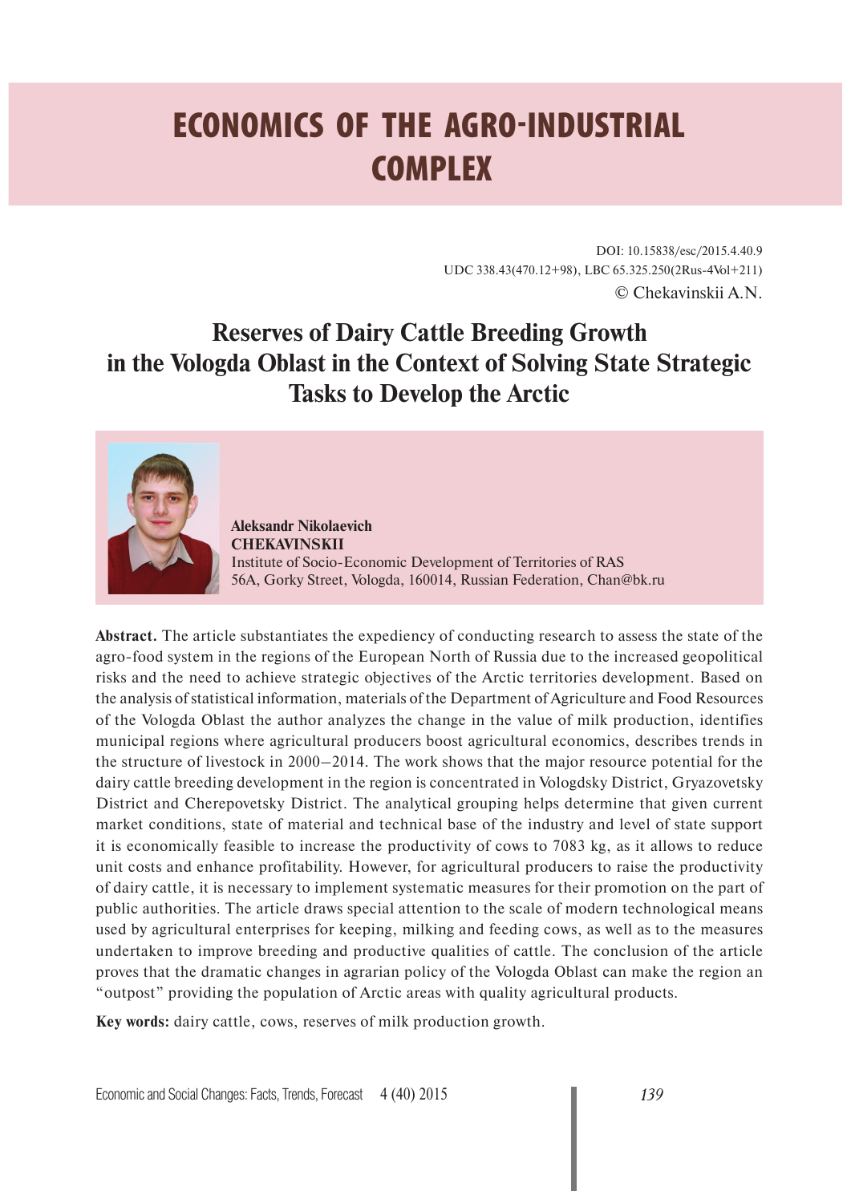# ECONOMICS OF THE AGRO-INDUSTRIAL COMPLEX

DOI: 10.15838/esc/2015.4.40.9
UDC 338.43(470.12+98), LBC 65.325.250(2Rus-4Vol+211)
© Chekavinskii A.N.

## Reserves of Dairy Cattle Breeding Growth in the Vologda Oblast in the Context of Solving State Strategic Tasks to Develop the Arctic

**Aleksandr Nikolaevich CHEKAVINSKII**
Institute of Socio-Economic Development of Territories of RAS
56A, Gorky Street, Vologda, 160014, Russian Federation, Chan@bk.ru

**Abstract.** The article substantiates the expediency of conducting research to assess the state of the agro-food system in the regions of the European North of Russia due to the increased geopolitical risks and the need to achieve strategic objectives of the Arctic territories development. Based on the analysis of statistical information, materials of the Department of Agriculture and Food Resources of the Vologda Oblast the author analyzes the change in the value of milk production, identifies municipal regions where agricultural producers boost agricultural economics, describes trends in the structure of livestock in 2000–2014. The work shows that the major resource potential for the dairy cattle breeding development in the region is concentrated in Vologdsky District, Gryazovetsky District and Cherepovetsky District. The analytical grouping helps determine that given current market conditions, state of material and technical base of the industry and level of state support it is economically feasible to increase the productivity of cows to 7083 kg, as it allows to reduce unit costs and enhance profitability. However, for agricultural producers to raise the productivity of dairy cattle, it is necessary to implement systematic measures for their promotion on the part of public authorities. The article draws special attention to the scale of modern technological means used by agricultural enterprises for keeping, milking and feeding cows, as well as to the measures undertaken to improve breeding and productive qualities of cattle. The conclusion of the article proves that the dramatic changes in agrarian policy of the Vologda Oblast can make the region an "outpost" providing the population of Arctic areas with quality agricultural products.

**Key words:** dairy cattle, cows, reserves of milk production growth.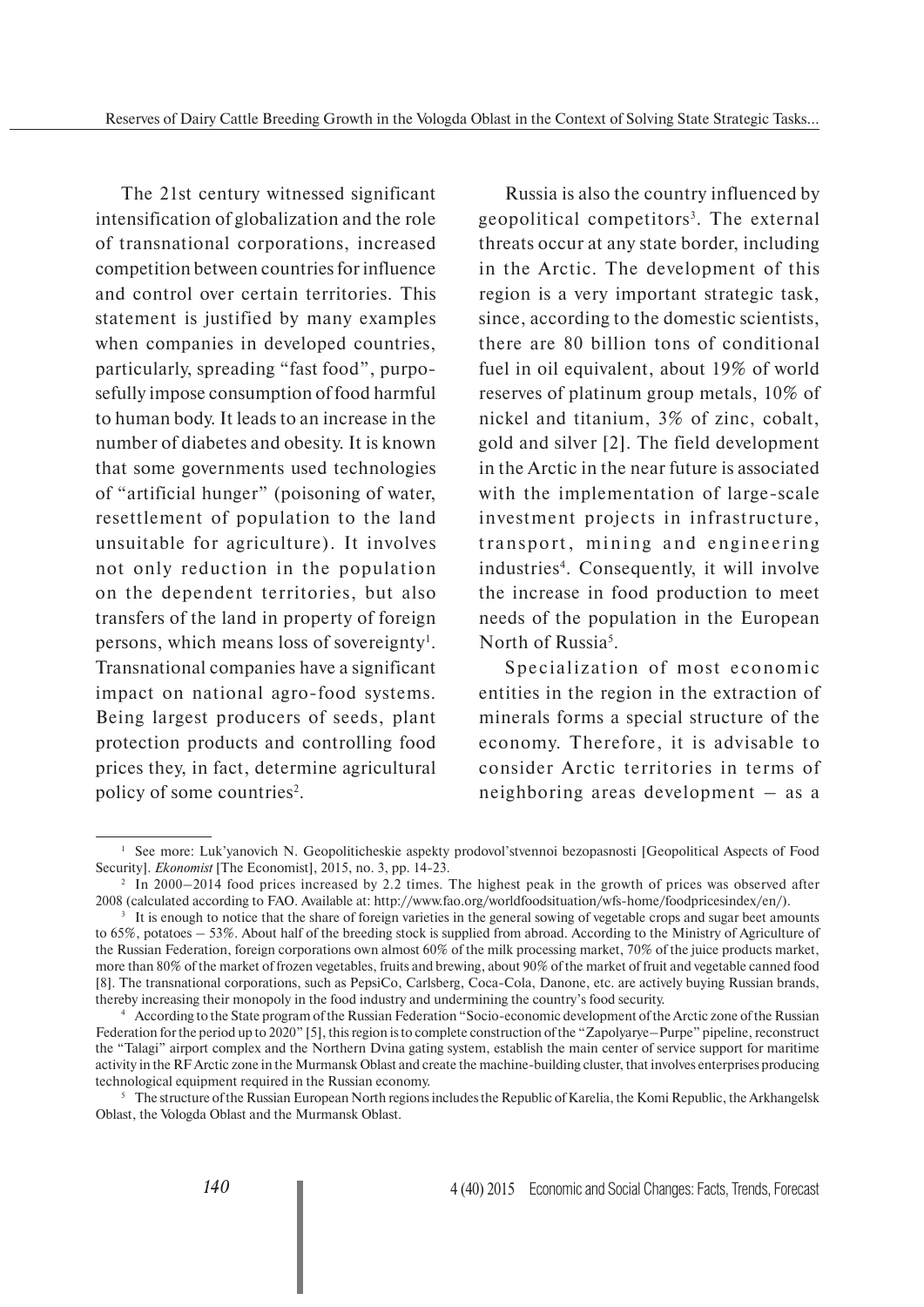The 21st century witnessed significant intensification of globalization and the role of transnational corporations, increased competition between countries for influence and control over certain territories. This statement is justified by many examples when companies in developed countries, particularly, spreading "fast food", purposefully impose consumption of food harmful to human body. It leads to an increase in the number of diabetes and obesity. It is known that some governments used technologies of "artificial hunger" (poisoning of water, resettlement of population to the land unsuitable for agriculture). It involves not only reduction in the population on the dependent territories, but also transfers of the land in property of foreign persons, which means loss of sovereignty[1]. Transnational companies have a significant impact on national agro-food systems. Being largest producers of seeds, plant protection products and controlling food prices they, in fact, determine agricultural policy of some countries[2].

Russia is also the country influenced by geopolitical competitors[3]. The external threats occur at any state border, including in the Arctic. The development of this region is a very important strategic task, since, according to the domestic scientists, there are 80 billion tons of conditional fuel in oil equivalent, about 19% of world reserves of platinum group metals, 10% of nickel and titanium, 3% of zinc, cobalt, gold and silver [2]. The field development in the Arctic in the near future is associated with the implementation of large-scale investment projects in infrastructure, transport, mining and engineering industries[4]. Consequently, it will involve the increase in food production to meet needs of the population in the European North of Russia[5].

Specialization of most economic entities in the region in the extraction of minerals forms a special structure of the economy. Therefore, it is advisable to consider Arctic territories in terms of neighboring areas development – as a

---

[1] See more: Luk'yanovich N. Geopoliticheskie aspekty prodovol'stvennoi bezopasnosti [Geopolitical Aspects of Food Security]. *Ekonomist* [The Economist], 2015, no. 3, pp. 14-23.

[2] In 2000–2014 food prices increased by 2.2 times. The highest peak in the growth of prices was observed after 2008 (calculated according to FAO. Available at: http://www.fao.org/worldfoodsituation/wfs-home/foodpricesindex/en/).

[3] It is enough to notice that the share of foreign varieties in the general sowing of vegetable crops and sugar beet amounts to 65%, potatoes – 53%. About half of the breeding stock is supplied from abroad. According to the Ministry of Agriculture of the Russian Federation, foreign corporations own almost 60% of the milk processing market, 70% of the juice products market, more than 80% of the market of frozen vegetables, fruits and brewing, about 90% of the market of fruit and vegetable canned food [8]. The transnational corporations, such as PepsiCo, Carlsberg, Coca-Cola, Danone, etc. are actively buying Russian brands, thereby increasing their monopoly in the food industry and undermining the country's food security.

[4] According to the State program of the Russian Federation "Socio-economic development of the Arctic zone of the Russian Federation for the period up to 2020" [5], this region is to complete construction of the "Zapolyarye–Purpe" pipeline, reconstruct the "Talagi" airport complex and the Northern Dvina gating system, establish the main center of service support for maritime activity in the RF Arctic zone in the Murmansk Oblast and create the machine-building cluster, that involves enterprises producing technological equipment required in the Russian economy.

[5] The structure of the Russian European North regions includes the Republic of Karelia, the Komi Republic, the Arkhangelsk Oblast, the Vologda Oblast and the Murmansk Oblast.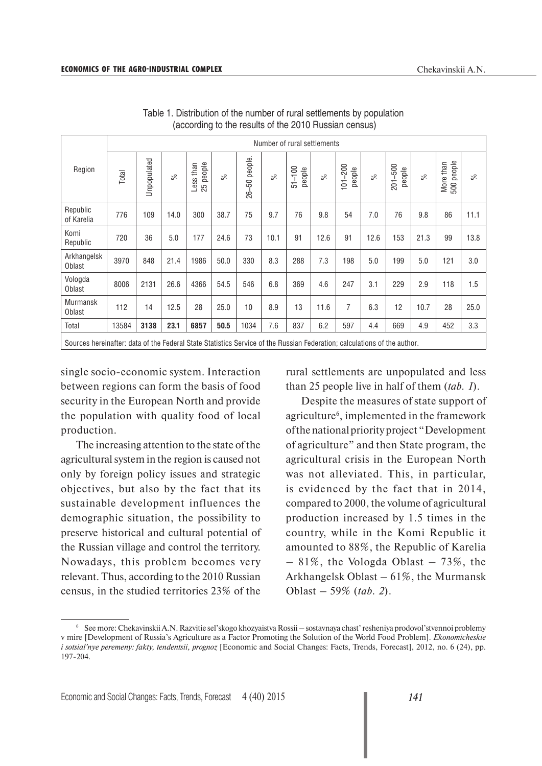Table 1. Distribution of the number of rural settlements by population (according to the results of the 2010 Russian census)

| Region | Number of rural settlements | | | | | | | | | | | | | | |
|---|---|---|---|---|---|---|---|---|---|---|---|---|---|---|---|
| | Total | Unpopulated | % | Less than 25 people | % | 26–50 people. | % | 51–100 people | % | 101–200 people | % | 201–500 people | % | More than 500 people | % |
| Republic of Karelia | 776 | 109 | 14.0 | 300 | 38.7 | 75 | 9.7 | 76 | 9.8 | 54 | 7.0 | 76 | 9.8 | 86 | 11.1 |
| Komi Republic | 720 | 36 | 5.0 | 177 | 24.6 | 73 | 10.1 | 91 | 12.6 | 91 | 12.6 | 153 | 21.3 | 99 | 13.8 |
| Arkhangelsk Oblast | 3970 | 848 | 21.4 | 1986 | 50.0 | 330 | 8.3 | 288 | 7.3 | 198 | 5.0 | 199 | 5.0 | 121 | 3.0 |
| Vologda Oblast | 8006 | 2131 | 26.6 | 4366 | 54.5 | 546 | 6.8 | 369 | 4.6 | 247 | 3.1 | 229 | 2.9 | 118 | 1.5 |
| Murmansk Oblast | 112 | 14 | 12.5 | 28 | 25.0 | 10 | 8.9 | 13 | 11.6 | 7 | 6.3 | 12 | 10.7 | 28 | 25.0 |
| Total | 13584 | **3138** | **23.1** | **6857** | **50.5** | 1034 | 7.6 | 837 | 6.2 | 597 | 4.4 | 669 | 4.9 | 452 | 3.3 |

Sources hereinafter: data of the Federal State Statistics Service of the Russian Federation; calculations of the author.

single socio-economic system. Interaction between regions can form the basis of food security in the European North and provide the population with quality food of local production.

The increasing attention to the state of the agricultural system in the region is caused not only by foreign policy issues and strategic objectives, but also by the fact that its sustainable development influences the demographic situation, the possibility to preserve historical and cultural potential of the Russian village and control the territory. Nowadays, this problem becomes very relevant. Thus, according to the 2010 Russian census, in the studied territories 23% of the rural settlements are unpopulated and less than 25 people live in half of them (*tab. 1*).

Despite the measures of state support of agriculture[6], implemented in the framework of the national priority project "Development of agriculture" and then State program, the agricultural crisis in the European North was not alleviated. This, in particular, is evidenced by the fact that in 2014, compared to 2000, the volume of agricultural production increased by 1.5 times in the country, while in the Komi Republic it amounted to 88%, the Republic of Karelia – 81%, the Vologda Oblast – 73%, the Arkhangelsk Oblast – 61%, the Murmansk Oblast – 59% (*tab. 2*).

[6] See more: Chekavinskii A.N. Razvitie sel'skogo khozyaistva Rossii – sostavnaya chast' resheniya prodovol'stvennoi problemy v mire [Development of Russia's Agriculture as a Factor Promoting the Solution of the World Food Problem]. *Ekonomicheskie i sotsial'nye peremeny: fakty, tendentsii, prognoz* [Economic and Social Changes: Facts, Trends, Forecast], 2012, no. 6 (24), pp. 197-204.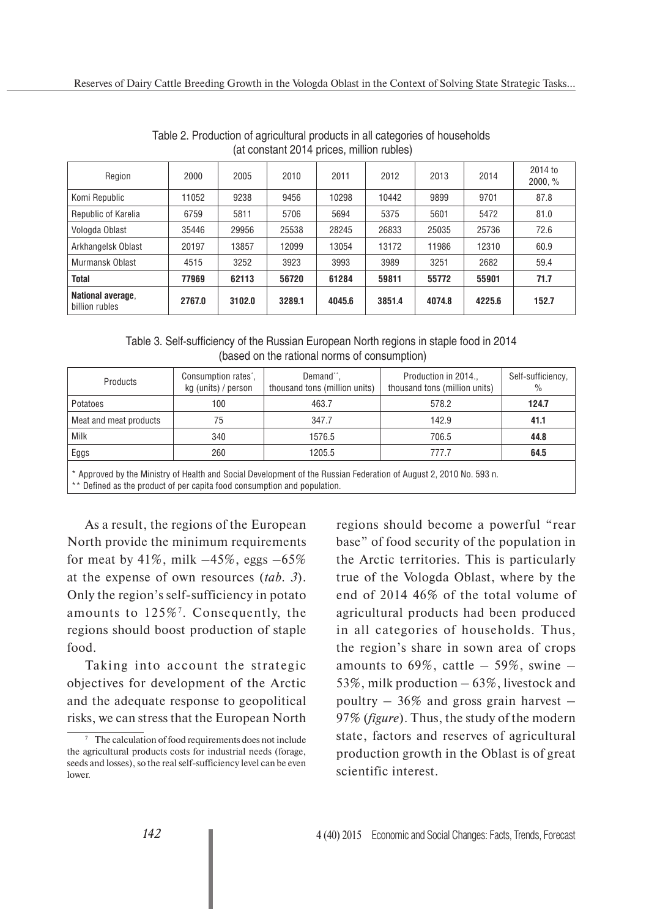Table 2. Production of agricultural products in all categories of households (at constant 2014 prices, million rubles)

| Region | 2000 | 2005 | 2010 | 2011 | 2012 | 2013 | 2014 | 2014 to 2000, % |
|---|---|---|---|---|---|---|---|---|
| Komi Republic | 11052 | 9238 | 9456 | 10298 | 10442 | 9899 | 9701 | 87.8 |
| Republic of Karelia | 6759 | 5811 | 5706 | 5694 | 5375 | 5601 | 5472 | 81.0 |
| Vologda Oblast | 35446 | 29956 | 25538 | 28245 | 26833 | 25035 | 25736 | 72.6 |
| Arkhangelsk Oblast | 20197 | 13857 | 12099 | 13054 | 13172 | 11986 | 12310 | 60.9 |
| Murmansk Oblast | 4515 | 3252 | 3923 | 3993 | 3989 | 3251 | 2682 | 59.4 |
| **Total** | **77969** | **62113** | **56720** | **61284** | **59811** | **55772** | **55901** | **71.7** |
| **National average**, billion rubles | **2767.0** | **3102.0** | **3289.1** | **4045.6** | **3851.4** | **4074.8** | **4225.6** | **152.7** |

Table 3. Self-sufficiency of the Russian European North regions in staple food in 2014 (based on the rational norms of consumption)

| Products | Consumption rates*, kg (units) / person | Demand**, thousand tons (million units) | Production in 2014., thousand tons (million units) | Self-sufficiency, % |
|---|---|---|---|---|
| Potatoes | 100 | 463.7 | 578.2 | **124.7** |
| Meat and meat products | 75 | 347.7 | 142.9 | **41.1** |
| Milk | 340 | 1576.5 | 706.5 | **44.8** |
| Eggs | 260 | 1205.5 | 777.7 | **64.5** |

\* Approved by the Ministry of Health and Social Development of the Russian Federation of August 2, 2010 No. 593 n.
\*\* Defined as the product of per capita food consumption and population.

As a result, the regions of the European North provide the minimum requirements for meat by 41%, milk –45%, eggs –65% at the expense of own resources (*tab. 3*). Only the region's self-sufficiency in potato amounts to 125%[7]. Consequently, the regions should boost production of staple food.

Taking into account the strategic objectives for development of the Arctic and the adequate response to geopolitical risks, we can stress that the European North regions should become a powerful "rear base" of food security of the population in the Arctic territories. This is particularly true of the Vologda Oblast, where by the end of 2014 46% of the total volume of agricultural products had been produced in all categories of households. Thus, the region's share in sown area of crops amounts to 69%, cattle – 59%, swine – 53%, milk production – 63%, livestock and poultry – 36% and gross grain harvest – 97% (*figure*). Thus, the study of the modern state, factors and reserves of agricultural production growth in the Oblast is of great scientific interest.

[7] The calculation of food requirements does not include the agricultural products costs for industrial needs (forage, seeds and losses), so the real self-sufficiency level can be even lower.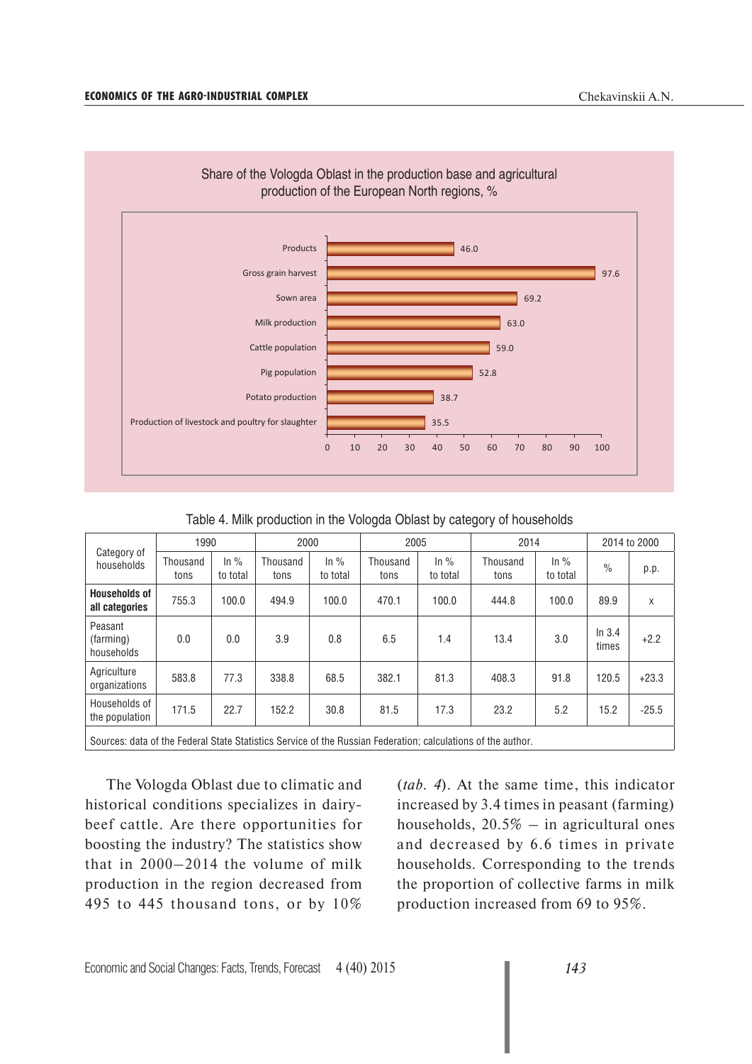Share of the Vologda Oblast in the production base and agricultural production of the European North regions, %

| Indicator | % |
|---|---|
| Products | 46.0 |
| Gross grain harvest | 97.6 |
| Sown area | 69.2 |
| Milk production | 63.0 |
| Cattle population | 59.0 |
| Pig population | 52.8 |
| Potato production | 38.7 |
| Production of livestock and poultry for slaughter | 35.5 |

Table 4. Milk production in the Vologda Oblast by category of households

| Category of households | 1990 | | 2000 | | 2005 | | 2014 | | 2014 to 2000 | |
|---|---|---|---|---|---|---|---|---|---|---|
| | Thousand tons | In % to total | Thousand tons | In % to total | Thousand tons | In % to total | Thousand tons | In % to total | % | p.p. |
| **Households of all categories** | 755.3 | 100.0 | 494.9 | 100.0 | 470.1 | 100.0 | 444.8 | 100.0 | 89.9 | x |
| Peasant (farming) households | 0.0 | 0.0 | 3.9 | 0.8 | 6.5 | 1.4 | 13.4 | 3.0 | In 3.4 times | +2.2 |
| Agriculture organizations | 583.8 | 77.3 | 338.8 | 68.5 | 382.1 | 81.3 | 408.3 | 91.8 | 120.5 | +23.3 |
| Households of the population | 171.5 | 22.7 | 152.2 | 30.8 | 81.5 | 17.3 | 23.2 | 5.2 | 15.2 | -25.5 |

Sources: data of the Federal State Statistics Service of the Russian Federation; calculations of the author.

The Vologda Oblast due to climatic and historical conditions specializes in dairy-beef cattle. Are there opportunities for boosting the industry? The statistics show that in 2000–2014 the volume of milk production in the region decreased from 495 to 445 thousand tons, or by 10% (*tab. 4*). At the same time, this indicator increased by 3.4 times in peasant (farming) households, 20.5% – in agricultural ones and decreased by 6.6 times in private households. Corresponding to the trends the proportion of collective farms in milk production increased from 69 to 95%.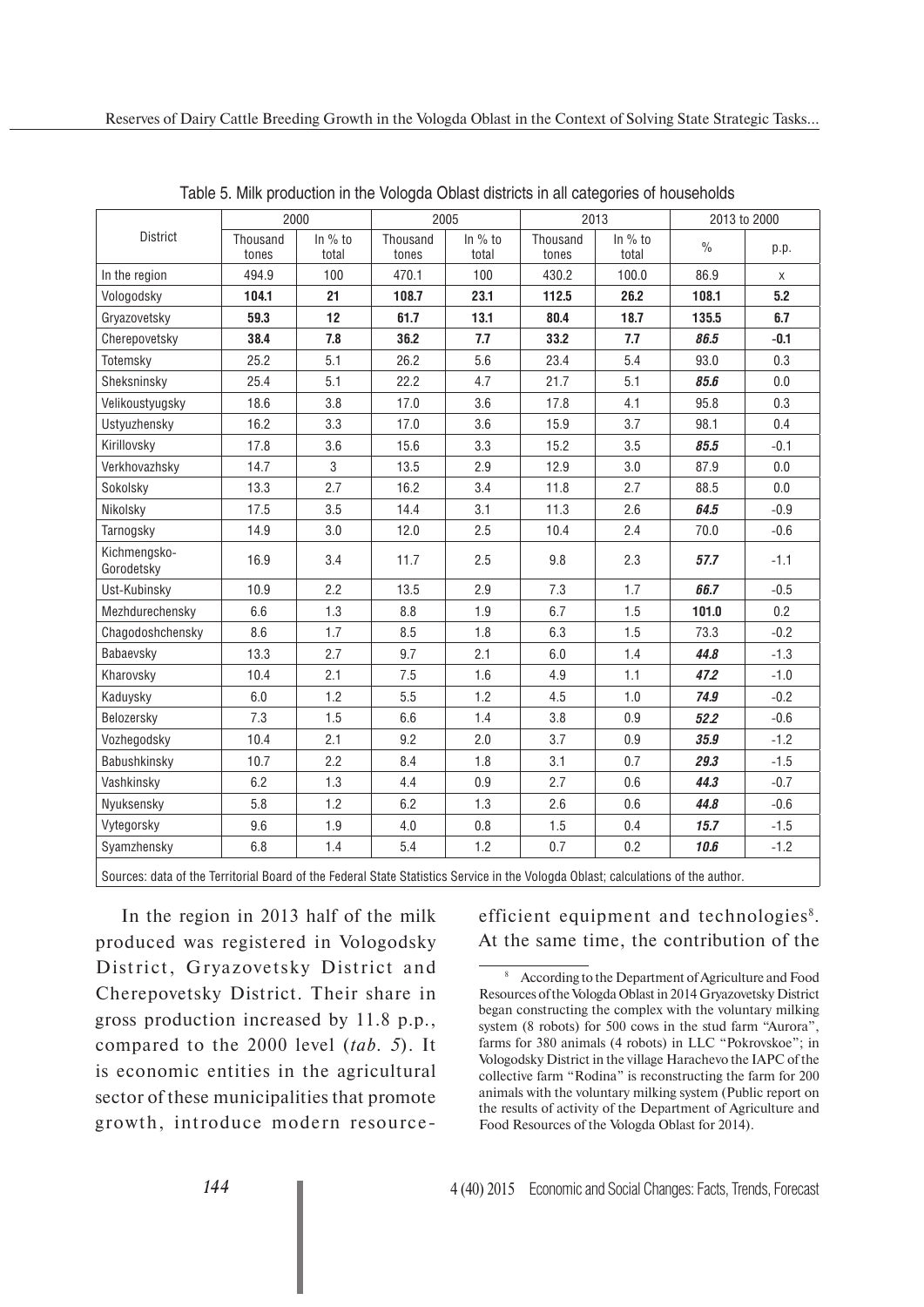Table 5. Milk production in the Vologda Oblast districts in all categories of households

| District | 2000 | | 2005 | | 2013 | | 2013 to 2000 | |
|---|---|---|---|---|---|---|---|---|
| | Thousand tones | In % to total | Thousand tones | In % to total | Thousand tones | In % to total | % | p.p. |
| In the region | 494.9 | 100 | 470.1 | 100 | 430.2 | 100.0 | 86.9 | x |
| Vologodsky | **104.1** | **21** | **108.7** | **23.1** | **112.5** | **26.2** | **108.1** | **5.2** |
| Gryazovetsky | **59.3** | **12** | **61.7** | **13.1** | **80.4** | **18.7** | **135.5** | **6.7** |
| Cherepovetsky | **38.4** | **7.8** | **36.2** | **7.7** | **33.2** | **7.7** | ***86.5*** | **-0.1** |
| Totemsky | 25.2 | 5.1 | 26.2 | 5.6 | 23.4 | 5.4 | 93.0 | 0.3 |
| Sheksninsky | 25.4 | 5.1 | 22.2 | 4.7 | 21.7 | 5.1 | ***85.6*** | 0.0 |
| Velikoustyugsky | 18.6 | 3.8 | 17.0 | 3.6 | 17.8 | 4.1 | 95.8 | 0.3 |
| Ustyuzhensky | 16.2 | 3.3 | 17.0 | 3.6 | 15.9 | 3.7 | 98.1 | 0.4 |
| Kirillovsky | 17.8 | 3.6 | 15.6 | 3.3 | 15.2 | 3.5 | ***85.5*** | -0.1 |
| Verkhovazhsky | 14.7 | 3 | 13.5 | 2.9 | 12.9 | 3.0 | 87.9 | 0.0 |
| Sokolsky | 13.3 | 2.7 | 16.2 | 3.4 | 11.8 | 2.7 | 88.5 | 0.0 |
| Nikolsky | 17.5 | 3.5 | 14.4 | 3.1 | 11.3 | 2.6 | ***64.5*** | -0.9 |
| Tarnogsky | 14.9 | 3.0 | 12.0 | 2.5 | 10.4 | 2.4 | 70.0 | -0.6 |
| Kichmengsko-Gorodetsky | 16.9 | 3.4 | 11.7 | 2.5 | 9.8 | 2.3 | ***57.7*** | -1.1 |
| Ust-Kubinsky | 10.9 | 2.2 | 13.5 | 2.9 | 7.3 | 1.7 | ***66.7*** | -0.5 |
| Mezhdurechensky | 6.6 | 1.3 | 8.8 | 1.9 | 6.7 | 1.5 | **101.0** | 0.2 |
| Chagodoshchensky | 8.6 | 1.7 | 8.5 | 1.8 | 6.3 | 1.5 | 73.3 | -0.2 |
| Babaevsky | 13.3 | 2.7 | 9.7 | 2.1 | 6.0 | 1.4 | ***44.8*** | -1.3 |
| Kharovsky | 10.4 | 2.1 | 7.5 | 1.6 | 4.9 | 1.1 | ***47.2*** | -1.0 |
| Kaduysky | 6.0 | 1.2 | 5.5 | 1.2 | 4.5 | 1.0 | ***74.9*** | -0.2 |
| Belozersky | 7.3 | 1.5 | 6.6 | 1.4 | 3.8 | 0.9 | ***52.2*** | -0.6 |
| Vozhegodsky | 10.4 | 2.1 | 9.2 | 2.0 | 3.7 | 0.9 | ***35.9*** | -1.2 |
| Babushkinsky | 10.7 | 2.2 | 8.4 | 1.8 | 3.1 | 0.7 | ***29.3*** | -1.5 |
| Vashkinsky | 6.2 | 1.3 | 4.4 | 0.9 | 2.7 | 0.6 | ***44.3*** | -0.7 |
| Nyuksensky | 5.8 | 1.2 | 6.2 | 1.3 | 2.6 | 0.6 | ***44.8*** | -0.6 |
| Vytegorsky | 9.6 | 1.9 | 4.0 | 0.8 | 1.5 | 0.4 | ***15.7*** | -1.5 |
| Syamzhensky | 6.8 | 1.4 | 5.4 | 1.2 | 0.7 | 0.2 | ***10.6*** | -1.2 |

Sources: data of the Territorial Board of the Federal State Statistics Service in the Vologda Oblast; calculations of the author.

In the region in 2013 half of the milk produced was registered in Vologodsky District, Gryazovetsky District and Cherepovetsky District. Their share in gross production increased by 11.8 p.p., compared to the 2000 level (*tab. 5*). It is economic entities in the agricultural sector of these municipalities that promote growth, introduce modern resource-efficient equipment and technologies[8]. At the same time, the contribution of the

[8] According to the Department of Agriculture and Food Resources of the Vologda Oblast in 2014 Gryazovetsky District began constructing the complex with the voluntary milking system (8 robots) for 500 cows in the stud farm "Aurora", farms for 380 animals (4 robots) in LLC "Pokrovskoe"; in Vologodsky District in the village Harachevo the IAPC of the collective farm "Rodina" is reconstructing the farm for 200 animals with the voluntary milking system (Public report on the results of activity of the Department of Agriculture and Food Resources of the Vologda Oblast for 2014).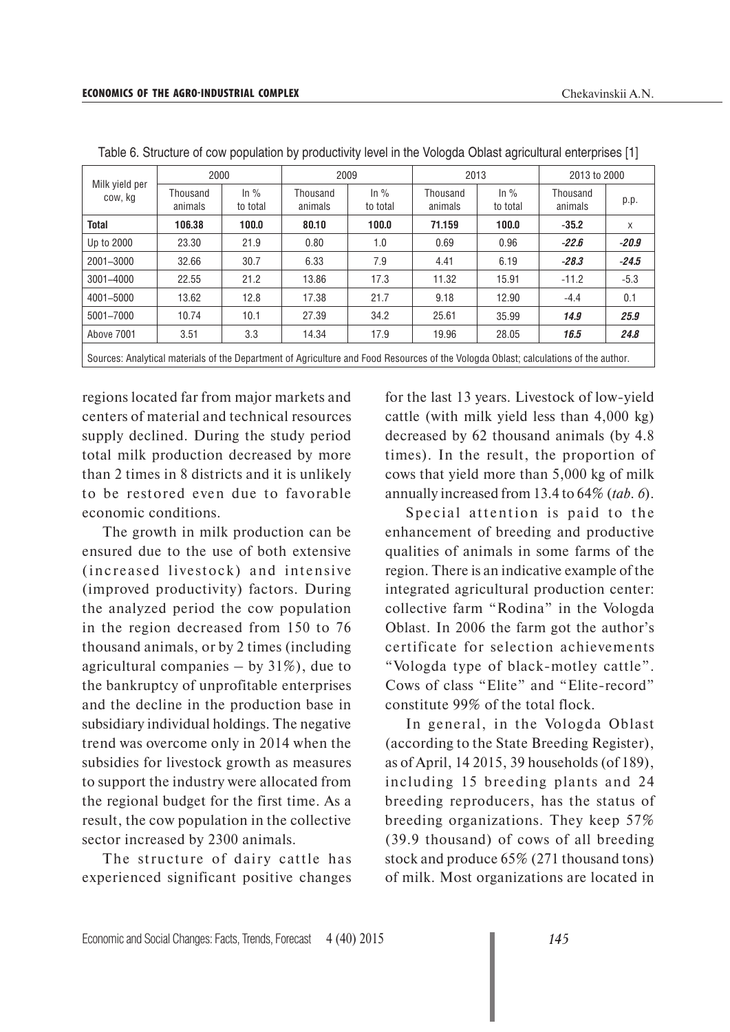Table 6. Structure of cow population by productivity level in the Vologda Oblast agricultural enterprises [1]

| Milk yield per cow, kg | 2000 | | 2009 | | 2013 | | 2013 to 2000 | |
|---|---|---|---|---|---|---|---|---|
| | Thousand animals | In % to total | Thousand animals | In % to total | Thousand animals | In % to total | Thousand animals | p.p. |
| **Total** | **106.38** | **100.0** | **80.10** | **100.0** | **71.159** | **100.0** | **-35.2** | x |
| Up to 2000 | 23.30 | 21.9 | 0.80 | 1.0 | 0.69 | 0.96 | ***-22.6*** | ***-20.9*** |
| 2001–3000 | 32.66 | 30.7 | 6.33 | 7.9 | 4.41 | 6.19 | ***-28.3*** | ***-24.5*** |
| 3001–4000 | 22.55 | 21.2 | 13.86 | 17.3 | 11.32 | 15.91 | -11.2 | -5.3 |
| 4001–5000 | 13.62 | 12.8 | 17.38 | 21.7 | 9.18 | 12.90 | -4.4 | 0.1 |
| 5001–7000 | 10.74 | 10.1 | 27.39 | 34.2 | 25.61 | 35.99 | ***14.9*** | ***25.9*** |
| Above 7001 | 3.51 | 3.3 | 14.34 | 17.9 | 19.96 | 28.05 | ***16.5*** | ***24.8*** |

Sources: Analytical materials of the Department of Agriculture and Food Resources of the Vologda Oblast; calculations of the author.

regions located far from major markets and centers of material and technical resources supply declined. During the study period total milk production decreased by more than 2 times in 8 districts and it is unlikely to be restored even due to favorable economic conditions.

The growth in milk production can be ensured due to the use of both extensive (increased livestock) and intensive (improved productivity) factors. During the analyzed period the cow population in the region decreased from 150 to 76 thousand animals, or by 2 times (including agricultural companies – by 31%), due to the bankruptcy of unprofitable enterprises and the decline in the production base in subsidiary individual holdings. The negative trend was overcome only in 2014 when the subsidies for livestock growth as measures to support the industry were allocated from the regional budget for the first time. As a result, the cow population in the collective sector increased by 2300 animals.

The structure of dairy cattle has experienced significant positive changes for the last 13 years. Livestock of low-yield cattle (with milk yield less than 4,000 kg) decreased by 62 thousand animals (by 4.8 times). In the result, the proportion of cows that yield more than 5,000 kg of milk annually increased from 13.4 to 64% (*tab. 6*).

Special attention is paid to the enhancement of breeding and productive qualities of animals in some farms of the region. There is an indicative example of the integrated agricultural production center: collective farm "Rodina" in the Vologda Oblast. In 2006 the farm got the author's certificate for selection achievements "Vologda type of black-motley cattle". Cows of class "Elite" and "Elite-record" constitute 99% of the total flock.

In general, in the Vologda Oblast (according to the State Breeding Register), as of April, 14 2015, 39 households (of 189), including 15 breeding plants and 24 breeding reproducers, has the status of breeding organizations. They keep 57% (39.9 thousand) of cows of all breeding stock and produce 65% (271 thousand tons) of milk. Most organizations are located in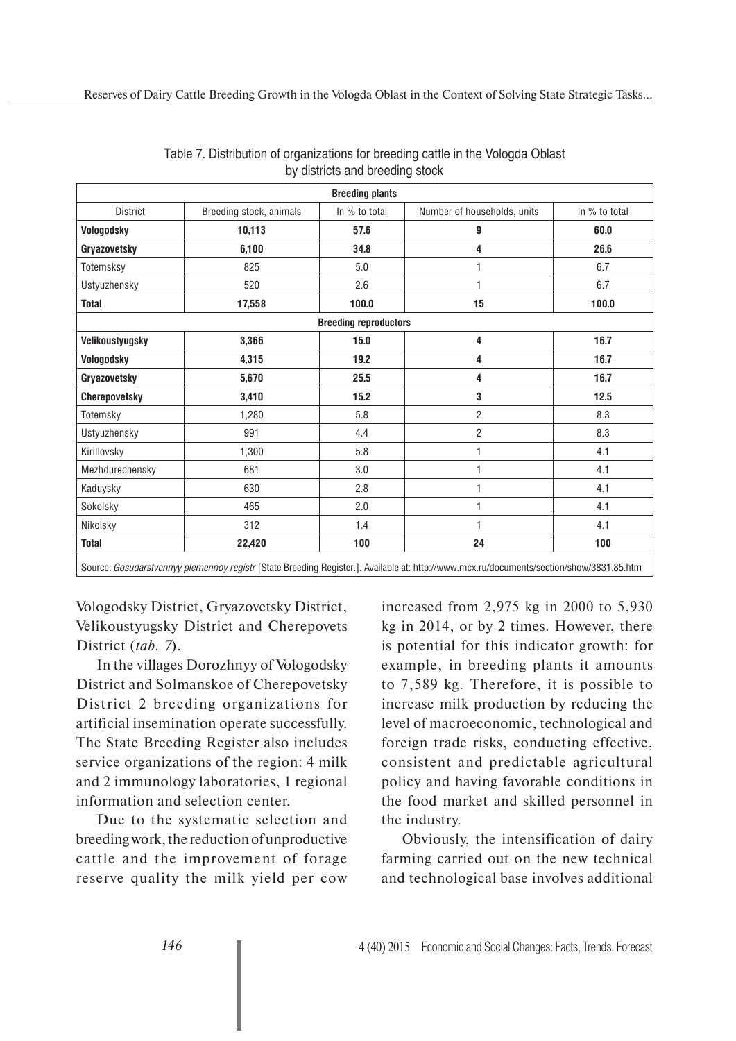Table 7. Distribution of organizations for breeding cattle in the Vologda Oblast by districts and breeding stock

| **Breeding plants** | | | | |
|---|---|---|---|---|
| District | Breeding stock, animals | In % to total | Number of households, units | In % to total |
| **Vologodsky** | **10,113** | **57.6** | **9** | **60.0** |
| **Gryazovetsky** | **6,100** | **34.8** | **4** | **26.6** |
| Totemsksy | 825 | 5.0 | 1 | 6.7 |
| Ustyuzhensky | 520 | 2.6 | 1 | 6.7 |
| **Total** | **17,558** | **100.0** | **15** | **100.0** |
| **Breeding reproductors** | | | | |
| **Velikoustyugsky** | **3,366** | **15.0** | **4** | **16.7** |
| **Vologodsky** | **4,315** | **19.2** | **4** | **16.7** |
| **Gryazovetsky** | **5,670** | **25.5** | **4** | **16.7** |
| **Cherepovetsky** | **3,410** | **15.2** | **3** | **12.5** |
| Totemsky | 1,280 | 5.8 | 2 | 8.3 |
| Ustyuzhensky | 991 | 4.4 | 2 | 8.3 |
| Kirillovsky | 1,300 | 5.8 | 1 | 4.1 |
| Mezhdurechensky | 681 | 3.0 | 1 | 4.1 |
| Kaduysky | 630 | 2.8 | 1 | 4.1 |
| Sokolsky | 465 | 2.0 | 1 | 4.1 |
| Nikolsky | 312 | 1.4 | 1 | 4.1 |
| **Total** | **22,420** | **100** | **24** | **100** |

Source: *Gosudarstvennyy plemennoy registr* [State Breeding Register.]. Available at: http://www.mcx.ru/documents/section/show/3831.85.htm

Vologodsky District, Gryazovetsky District, Velikoustyugsky District and Cherepovets District (*tab. 7*).

In the villages Dorozhnyy of Vologodsky District and Solmanskoe of Cherepovetsky District 2 breeding organizations for artificial insemination operate successfully. The State Breeding Register also includes service organizations of the region: 4 milk and 2 immunology laboratories, 1 regional information and selection center.

Due to the systematic selection and breeding work, the reduction of unproductive cattle and the improvement of forage reserve quality the milk yield per cow increased from 2,975 kg in 2000 to 5,930 kg in 2014, or by 2 times. However, there is potential for this indicator growth: for example, in breeding plants it amounts to 7,589 kg. Therefore, it is possible to increase milk production by reducing the level of macroeconomic, technological and foreign trade risks, conducting effective, consistent and predictable agricultural policy and having favorable conditions in the food market and skilled personnel in the industry.

Obviously, the intensification of dairy farming carried out on the new technical and technological base involves additional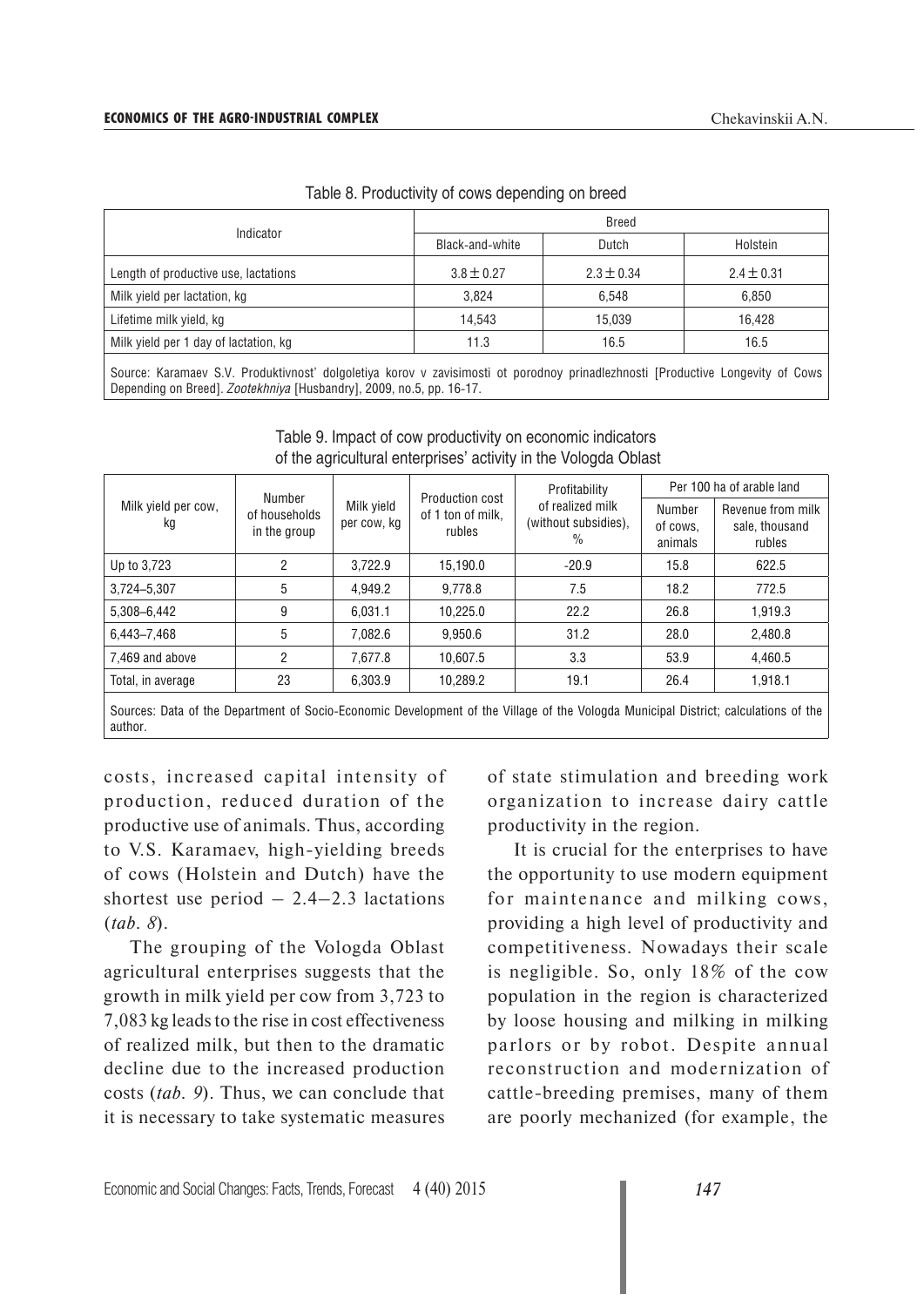Table 8. Productivity of cows depending on breed

| Indicator | Breed | | |
|---|---|---|---|
| | Black-and-white | Dutch | Holstein |
| Length of productive use, lactations | 3.8 ± 0.27 | 2.3 ± 0.34 | 2.4 ± 0.31 |
| Milk yield per lactation, kg | 3,824 | 6,548 | 6,850 |
| Lifetime milk yield, kg | 14,543 | 15,039 | 16,428 |
| Milk yield per 1 day of lactation, kg | 11.3 | 16.5 | 16.5 |

Source: Karamaev S.V. Produktivnost' dolgoletiya korov v zavisimosti ot porodnoy prinadlezhnosti [Productive Longevity of Cows Depending on Breed]. *Zootekhniya* [Husbandry], 2009, no.5, pp. 16-17.

Table 9. Impact of cow productivity on economic indicators of the agricultural enterprises' activity in the Vologda Oblast

| Milk yield per cow, kg | Number of households in the group | Milk yield per cow, kg | Production cost of 1 ton of milk, rubles | Profitability of realized milk (without subsidies), % | Per 100 ha of arable land | |
|---|---|---|---|---|---|---|
| | | | | | Number of cows, animals | Revenue from milk sale, thousand rubles |
| Up to 3,723 | 2 | 3,722.9 | 15,190.0 | -20.9 | 15.8 | 622.5 |
| 3,724–5,307 | 5 | 4,949.2 | 9,778.8 | 7.5 | 18.2 | 772.5 |
| 5,308–6,442 | 9 | 6,031.1 | 10,225.0 | 22.2 | 26.8 | 1,919.3 |
| 6,443–7,468 | 5 | 7,082.6 | 9,950.6 | 31.2 | 28.0 | 2,480.8 |
| 7,469 and above | 2 | 7,677.8 | 10,607.5 | 3.3 | 53.9 | 4,460.5 |
| Total, in average | 23 | 6,303.9 | 10,289.2 | 19.1 | 26.4 | 1,918.1 |

Sources: Data of the Department of Socio-Economic Development of the Village of the Vologda Municipal District; calculations of the author.

costs, increased capital intensity of production, reduced duration of the productive use of animals. Thus, according to V.S. Karamaev, high-yielding breeds of cows (Holstein and Dutch) have the shortest use period – 2.4–2.3 lactations (*tab. 8*).

The grouping of the Vologda Oblast agricultural enterprises suggests that the growth in milk yield per cow from 3,723 to 7,083 kg leads to the rise in cost effectiveness of realized milk, but then to the dramatic decline due to the increased production costs (*tab. 9*). Thus, we can conclude that it is necessary to take systematic measures of state stimulation and breeding work organization to increase dairy cattle productivity in the region.

It is crucial for the enterprises to have the opportunity to use modern equipment for maintenance and milking cows, providing a high level of productivity and competitiveness. Nowadays their scale is negligible. So, only 18% of the cow population in the region is characterized by loose housing and milking in milking parlors or by robot. Despite annual reconstruction and modernization of cattle-breeding premises, many of them are poorly mechanized (for example, the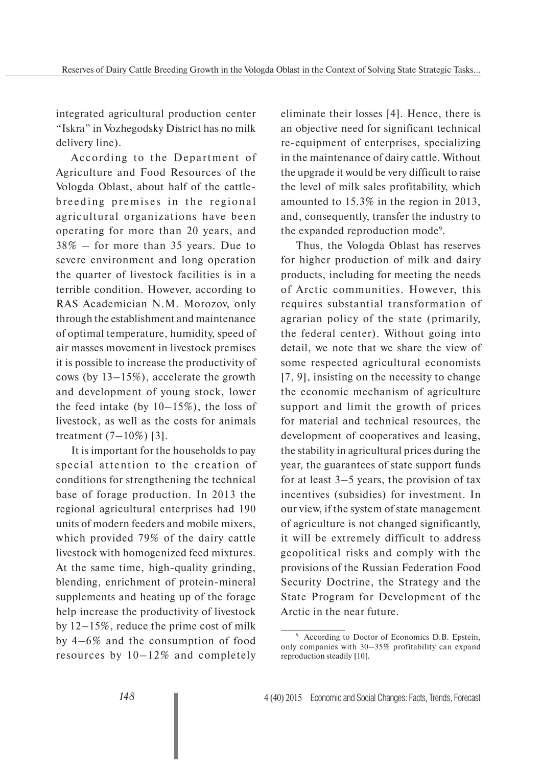integrated agricultural production center "Iskra" in Vozhegodsky District has no milk delivery line).

According to the Department of Agriculture and Food Resources of the Vologda Oblast, about half of the cattle-breeding premises in the regional agricultural organizations have been operating for more than 20 years, and 38% – for more than 35 years. Due to severe environment and long operation the quarter of livestock facilities is in a terrible condition. However, according to RAS Academician N.M. Morozov, only through the establishment and maintenance of optimal temperature, humidity, speed of air masses movement in livestock premises it is possible to increase the productivity of cows (by 13–15%), accelerate the growth and development of young stock, lower the feed intake (by 10–15%), the loss of livestock, as well as the costs for animals treatment (7–10%) [3].

It is important for the households to pay special attention to the creation of conditions for strengthening the technical base of forage production. In 2013 the regional agricultural enterprises had 190 units of modern feeders and mobile mixers, which provided 79% of the dairy cattle livestock with homogenized feed mixtures. At the same time, high-quality grinding, blending, enrichment of protein-mineral supplements and heating up of the forage help increase the productivity of livestock by 12–15%, reduce the prime cost of milk by 4–6% and the consumption of food resources by 10–12% and completely eliminate their losses [4]. Hence, there is an objective need for significant technical re-equipment of enterprises, specializing in the maintenance of dairy cattle. Without the upgrade it would be very difficult to raise the level of milk sales profitability, which amounted to 15.3% in the region in 2013, and, consequently, transfer the industry to the expanded reproduction mode[9].

Thus, the Vologda Oblast has reserves for higher production of milk and dairy products, including for meeting the needs of Arctic communities. However, this requires substantial transformation of agrarian policy of the state (primarily, the federal center). Without going into detail, we note that we share the view of some respected agricultural economists [7, 9], insisting on the necessity to change the economic mechanism of agriculture support and limit the growth of prices for material and technical resources, the development of cooperatives and leasing, the stability in agricultural prices during the year, the guarantees of state support funds for at least 3–5 years, the provision of tax incentives (subsidies) for investment. In our view, if the system of state management of agriculture is not changed significantly, it will be extremely difficult to address geopolitical risks and comply with the provisions of the Russian Federation Food Security Doctrine, the Strategy and the State Program for Development of the Arctic in the near future.

[9] According to Doctor of Economics D.B. Epstein, only companies with 30–35% profitability can expand reproduction steadily [10].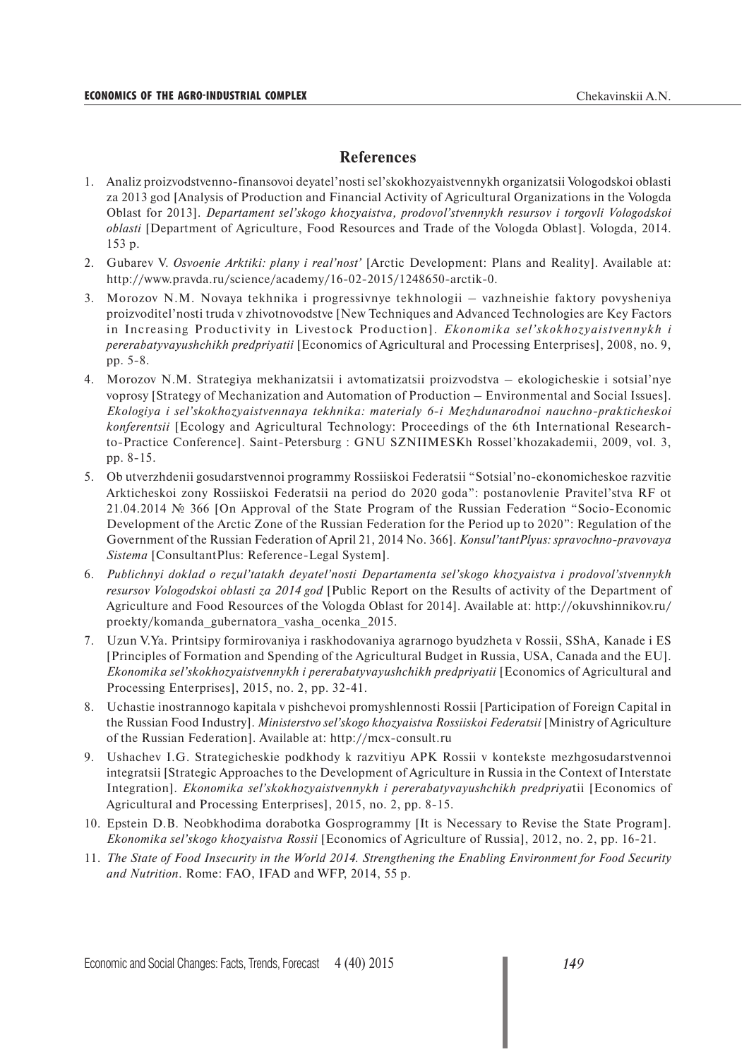## References

1. Analiz proizvodstvenno-finansovoi deyatel'nosti sel'skokhozyaistvennykh organizatsii Vologodskoi oblasti za 2013 god [Analysis of Production and Financial Activity of Agricultural Organizations in the Vologda Oblast for 2013]. *Departament sel'skogo khozyaistva, prodovol'stvennykh resursov i torgovli Vologodskoi oblasti* [Department of Agriculture, Food Resources and Trade of the Vologda Oblast]. Vologda, 2014. 153 p.
2. Gubarev V. *Osvoenie Arktiki: plany i real'nost'* [Arctic Development: Plans and Reality]. Available at: http://www.pravda.ru/science/academy/16-02-2015/1248650-arctik-0.
3. Morozov N.M. Novaya tekhnika i progressivnye tekhnologii – vazhneishie faktory povysheniya proizvoditel'nosti truda v zhivotnovodstve [New Techniques and Advanced Technologies are Key Factors in Increasing Productivity in Livestock Production]. *Ekonomika sel'skokhozyaistvennykh i pererabatyvayushchikh predpriyatii* [Economics of Agricultural and Processing Enterprises], 2008, no. 9, pp. 5-8.
4. Morozov N.M. Strategiya mekhanizatsii i avtomatizatsii proizvodstva – ekologicheskie i sotsial'nye voprosy [Strategy of Mechanization and Automation of Production – Environmental and Social Issues]. *Ekologiya i sel'skokhozyaistvennaya tekhnika: materialy 6-i Mezhdunarodnoi nauchno-prakticheskoi konferentsii* [Ecology and Agricultural Technology: Proceedings of the 6th International Research-to-Practice Conference]. Saint-Petersburg : GNU SZNIIMESKh Rossel'khozakademii, 2009, vol. 3, pp. 8-15.
5. Ob utverzhdenii gosudarstvennoi programmy Rossiiskoi Federatsii "Sotsial'no-ekonomicheskoe razvitie Arkticheskoi zony Rossiiskoi Federatsii na period do 2020 goda": postanovlenie Pravitel'stva RF ot 21.04.2014 № 366 [On Approval of the State Program of the Russian Federation "Socio-Economic Development of the Arctic Zone of the Russian Federation for the Period up to 2020": Regulation of the Government of the Russian Federation of April 21, 2014 No. 366]. *Konsul'tantPlyus: spravochno-pravovaya Sistema* [ConsultantPlus: Reference-Legal System].
6. *Publichnyi doklad o rezul'tatakh deyatel'nosti Departamenta sel'skogo khozyaistva i prodovol'stvennykh resursov Vologodskoi oblasti za 2014 god* [Public Report on the Results of activity of the Department of Agriculture and Food Resources of the Vologda Oblast for 2014]. Available at: http://okuvshinnikov.ru/proekty/komanda_gubernatora_vasha_ocenka_2015.
7. Uzun V.Ya. Printsipy formirovaniya i raskhodovaniya agrarnogo byudzheta v Rossii, SShA, Kanade i ES [Principles of Formation and Spending of the Agricultural Budget in Russia, USA, Canada and the EU]. *Ekonomika sel'skokhozyaistvennykh i pererabatyvayushchikh predpriyatii* [Economics of Agricultural and Processing Enterprises], 2015, no. 2, pp. 32-41.
8. Uchastie inostrannogo kapitala v pishchevoi promyshlennosti Rossii [Participation of Foreign Capital in the Russian Food Industry]. *Ministerstvo sel'skogo khozyaistva Rossiiskoi Federatsii* [Ministry of Agriculture of the Russian Federation]. Available at: http://mcx-consult.ru
9. Ushachev I.G. Strategicheskie podkhody k razvitiyu APK Rossii v kontekste mezhgosudarstvennoi integratsii [Strategic Approaches to the Development of Agriculture in Russia in the Context of Interstate Integration]. *Ekonomika sel'skokhozyaistvennykh i pererabatyvayushchikh predpriyat*ii [Economics of Agricultural and Processing Enterprises], 2015, no. 2, pp. 8-15.
10. Epstein D.B. Neobkhodima dorabotka Gosprogrammy [It is Necessary to Revise the State Program]. *Ekonomika sel'skogo khozyaistva Rossii* [Economics of Agriculture of Russia], 2012, no. 2, pp. 16-21.
11. *The State of Food Insecurity in the World 2014. Strengthening the Enabling Environment for Food Security and Nutrition.* Rome: FAO, IFAD and WFP, 2014, 55 p.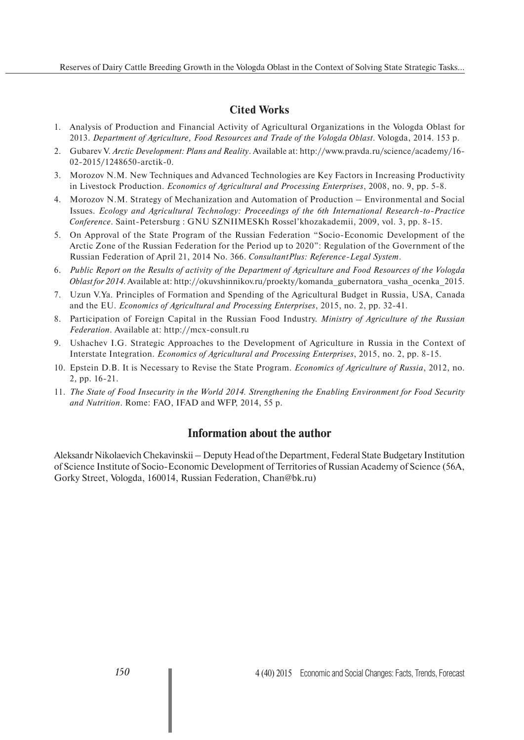## Cited Works

1. Analysis of Production and Financial Activity of Agricultural Organizations in the Vologda Oblast for 2013. *Department of Agriculture, Food Resources and Trade of the Vologda Oblast*. Vologda, 2014. 153 p.
2. Gubarev V. *Arctic Development: Plans and Reality*. Available at: http://www.pravda.ru/science/academy/16-02-2015/1248650-arctik-0.
3. Morozov N.M. New Techniques and Advanced Technologies are Key Factors in Increasing Productivity in Livestock Production. *Economics of Agricultural and Processing Enterprises*, 2008, no. 9, pp. 5-8.
4. Morozov N.M. Strategy of Mechanization and Automation of Production – Environmental and Social Issues. *Ecology and Agricultural Technology: Proceedings of the 6th International Research-to-Practice Conference*. Saint-Petersburg : GNU SZNIIMESKh Rossel'khozakademii, 2009, vol. 3, pp. 8-15.
5. On Approval of the State Program of the Russian Federation "Socio-Economic Development of the Arctic Zone of the Russian Federation for the Period up to 2020": Regulation of the Government of the Russian Federation of April 21, 2014 No. 366. *ConsultantPlus: Reference-Legal System*.
6. *Public Report on the Results of activity of the Department of Agriculture and Food Resources of the Vologda Oblast for 2014*. Available at: http://okuvshinnikov.ru/proekty/komanda_gubernatora_vasha_ocenka_2015.
7. Uzun V.Ya. Principles of Formation and Spending of the Agricultural Budget in Russia, USA, Canada and the EU. *Economics of Agricultural and Processing Enterprises*, 2015, no. 2, pp. 32-41.
8. Participation of Foreign Capital in the Russian Food Industry. *Ministry of Agriculture of the Russian Federation*. Available at: http://mcx-consult.ru
9. Ushachev I.G. Strategic Approaches to the Development of Agriculture in Russia in the Context of Interstate Integration. *Economics of Agricultural and Processing Enterprises*, 2015, no. 2, pp. 8-15.
10. Epstein D.B. It is Necessary to Revise the State Program. *Economics of Agriculture of Russia*, 2012, no. 2, pp. 16-21.
11. *The State of Food Insecurity in the World 2014. Strengthening the Enabling Environment for Food Security and Nutrition*. Rome: FAO, IFAD and WFP, 2014, 55 p.

## Information about the author

Aleksandr Nikolaevich Chekavinskii – Deputy Head of the Department, Federal State Budgetary Institution of Science Institute of Socio-Economic Development of Territories of Russian Academy of Science (56A, Gorky Street, Vologda, 160014, Russian Federation, Chan@bk.ru)